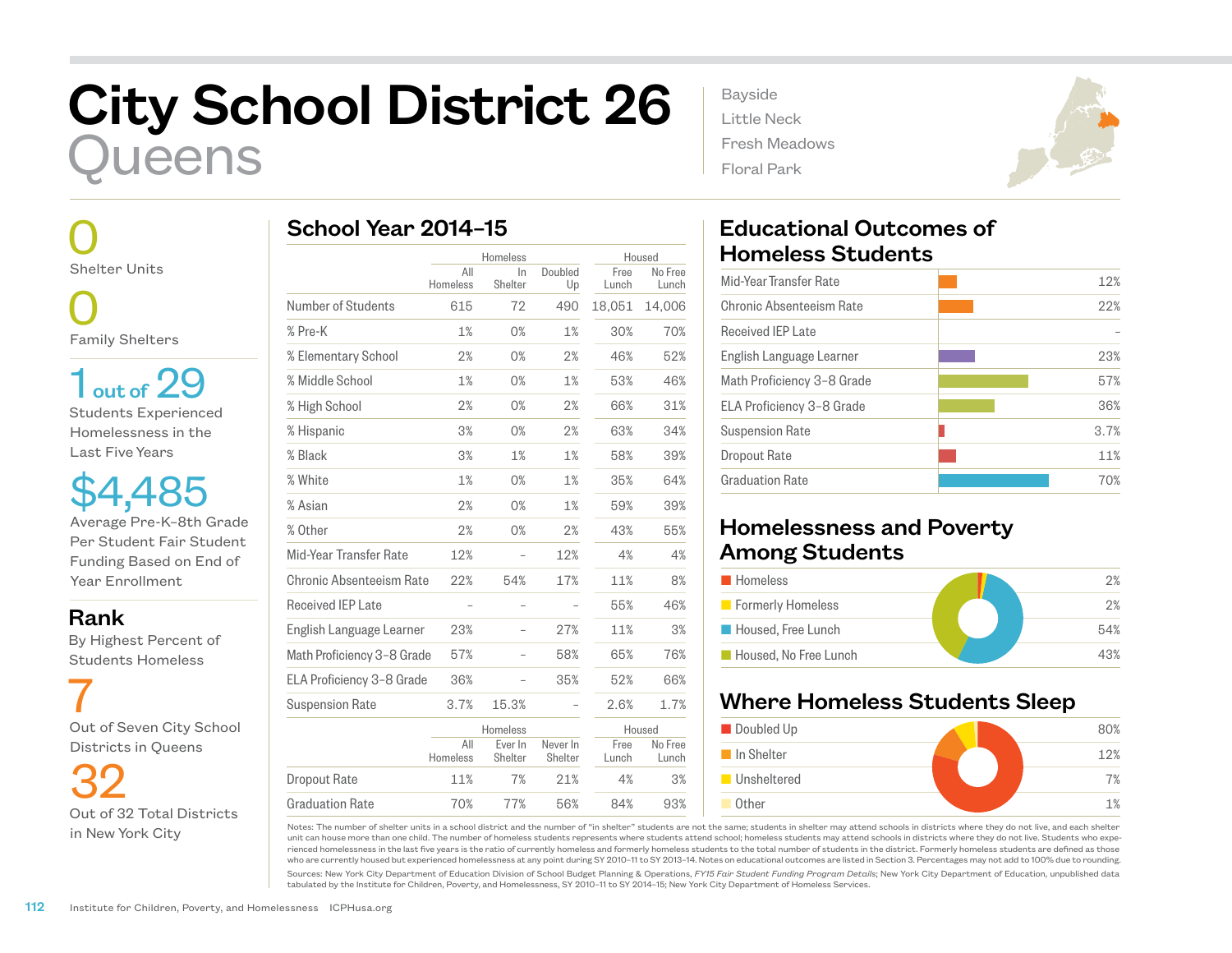# City School District 26

## Queens

Bayside
Little Neck
Fresh Meadows
Floral Park

**0**
Shelter Units

**0**
Family Shelters

**1 out of 29**
Students Experienced Homelessness in the Last Five Years

**$4,485**
Average Pre-K–8th Grade Per Student Fair Student Funding Based on End of Year Enrollment

### Rank

By Highest Percent of Students Homeless

**7**
Out of Seven City School Districts in Queens

**32**
Out of 32 Total Districts in New York City

## School Year 2014–15

| | Homeless | | | Housed | |
|---|---|---|---|---|---|
| | All Homeless | In Shelter | Doubled Up | Free Lunch | No Free Lunch |
| Number of Students | 615 | 72 | 490 | 18,051 | 14,006 |
| % Pre-K | 1% | 0% | 1% | 30% | 70% |
| % Elementary School | 2% | 0% | 2% | 46% | 52% |
| % Middle School | 1% | 0% | 1% | 53% | 46% |
| % High School | 2% | 0% | 2% | 66% | 31% |
| % Hispanic | 3% | 0% | 2% | 63% | 34% |
| % Black | 3% | 1% | 1% | 58% | 39% |
| % White | 1% | 0% | 1% | 35% | 64% |
| % Asian | 2% | 0% | 1% | 59% | 39% |
| % Other | 2% | 0% | 2% | 43% | 55% |
| Mid-Year Transfer Rate | 12% | – | 12% | 4% | 4% |
| Chronic Absenteeism Rate | 22% | 54% | 17% | 11% | 8% |
| Received IEP Late | – | – | – | 55% | 46% |
| English Language Learner | 23% | – | 27% | 11% | 3% |
| Math Proficiency 3–8 Grade | 57% | – | 58% | 65% | 76% |
| ELA Proficiency 3–8 Grade | 36% | – | 35% | 52% | 66% |
| Suspension Rate | 3.7% | 15.3% | – | 2.6% | 1.7% |

| | Homeless | | | Housed | |
|---|---|---|---|---|---|
| | All Homeless | Ever In Shelter | Never In Shelter | Free Lunch | No Free Lunch |
| Dropout Rate | 11% | 7% | 21% | 4% | 3% |
| Graduation Rate | 70% | 77% | 56% | 84% | 93% |

## Educational Outcomes of Homeless Students

Mid-Year Transfer Rate 12%
Chronic Absenteeism Rate 22%
Received IEP Late –
English Language Learner 23%
Math Proficiency 3–8 Grade 57%
ELA Proficiency 3–8 Grade 36%
Suspension Rate 3.7%
Dropout Rate 11%
Graduation Rate 70%

## Homelessness and Poverty Among Students

Homeless 2%
Formerly Homeless 2%
Housed, Free Lunch 54%
Housed, No Free Lunch 43%

## Where Homeless Students Sleep

Doubled Up 80%
In Shelter 12%
Unsheltered 7%
Other 1%

Notes: The number of shelter units in a school district and the number of "in shelter" students are not the same; students in shelter may attend schools in districts where they do not live, and each shelter unit can house more than one child. The number of homeless students represents where students attend school; homeless students may attend schools in districts where they do not live. Students who experienced homelessness in the last five years is the ratio of currently homeless and formerly homeless students to the total number of students in the district. Formerly homeless students are defined as those who are currently housed but experienced homelessness at any point during SY 2010–11 to SY 2013–14. Notes on educational outcomes are listed in Section 3. Percentages may not add to 100% due to rounding.

Sources: New York City Department of Education Division of School Budget Planning & Operations, *FY15 Fair Student Funding Program Details*; New York City Department of Education, unpublished data tabulated by the Institute for Children, Poverty, and Homelessness, SY 2010–11 to SY 2014–15; New York City Department of Homeless Services.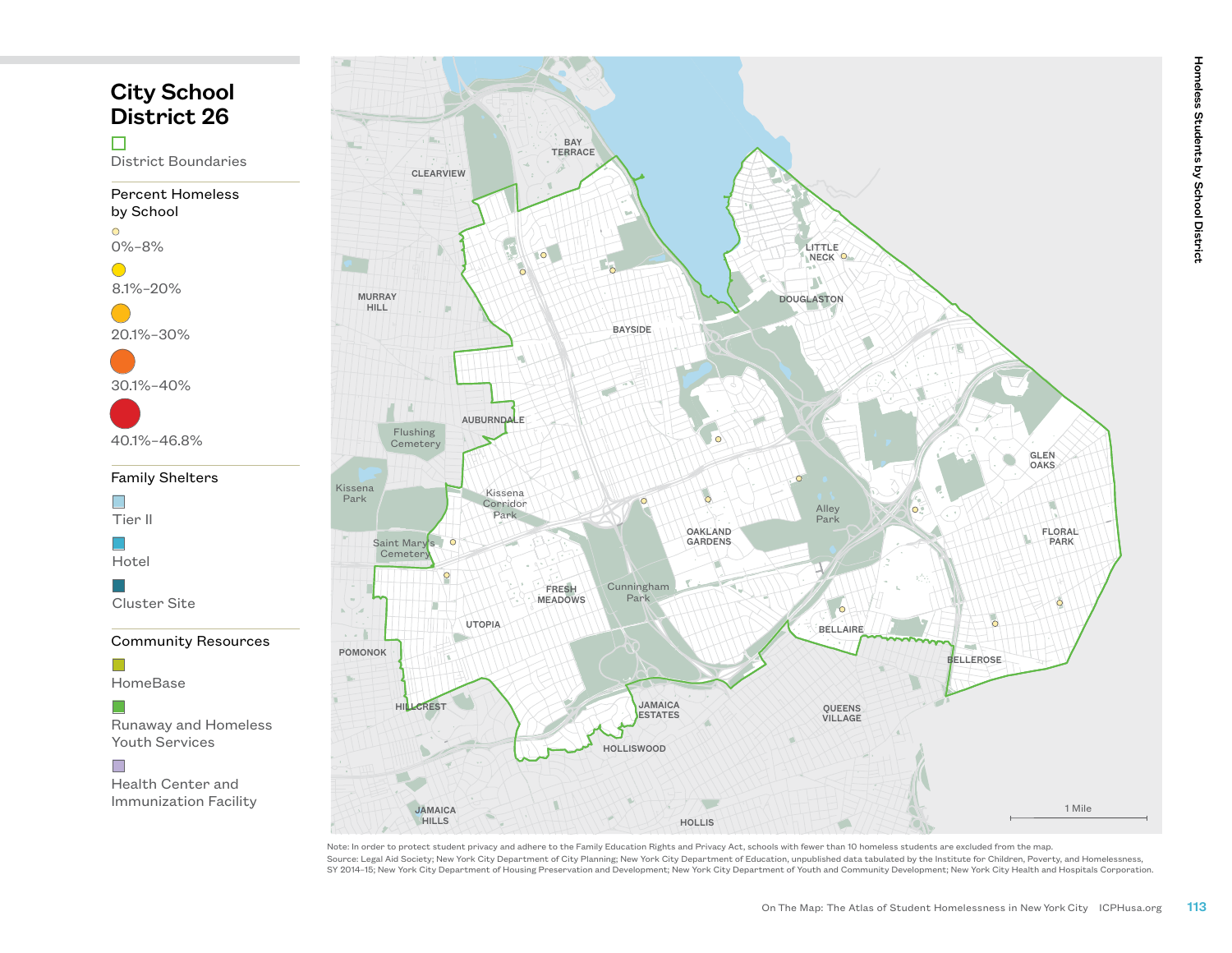# City School District 26

District Boundaries

Percent Homeless by School

0%–8%

8.1%–20%

20.1%–30%

30.1%–40%

40.1%–46.8%

Family Shelters

Tier II

Hotel

Cluster Site

Community Resources

HomeBase

Runaway and Homeless Youth Services

Health Center and Immunization Facility

BAY TERRACE

CLEARVIEW

MURRAY HILL

BAYSIDE

LITTLE NECK

DOUGLASTON

AUBURNDALE

Flushing Cemetery

Kissena Park

Kissena Corridor Park

Saint Mary's Cemetery

GLEN OAKS

Alley Park

OAKLAND GARDENS

FLORAL PARK

FRESH MEADOWS

Cunningham Park

UTOPIA

BELLAIRE

POMONOK

BELLEROSE

HILLCREST

JAMAICA ESTATES

QUEENS VILLAGE

HOLLISWOOD

JAMAICA HILLS

HOLLIS

1 Mile

Note: In order to protect student privacy and adhere to the Family Education Rights and Privacy Act, schools with fewer than 10 homeless students are excluded from the map.
Source: Legal Aid Society; New York City Department of City Planning; New York City Department of Education, unpublished data tabulated by the Institute for Children, Poverty, and Homelessness, SY 2014–15; New York City Department of Housing Preservation and Development; New York City Department of Youth and Community Development; New York City Health and Hospitals Corporation.